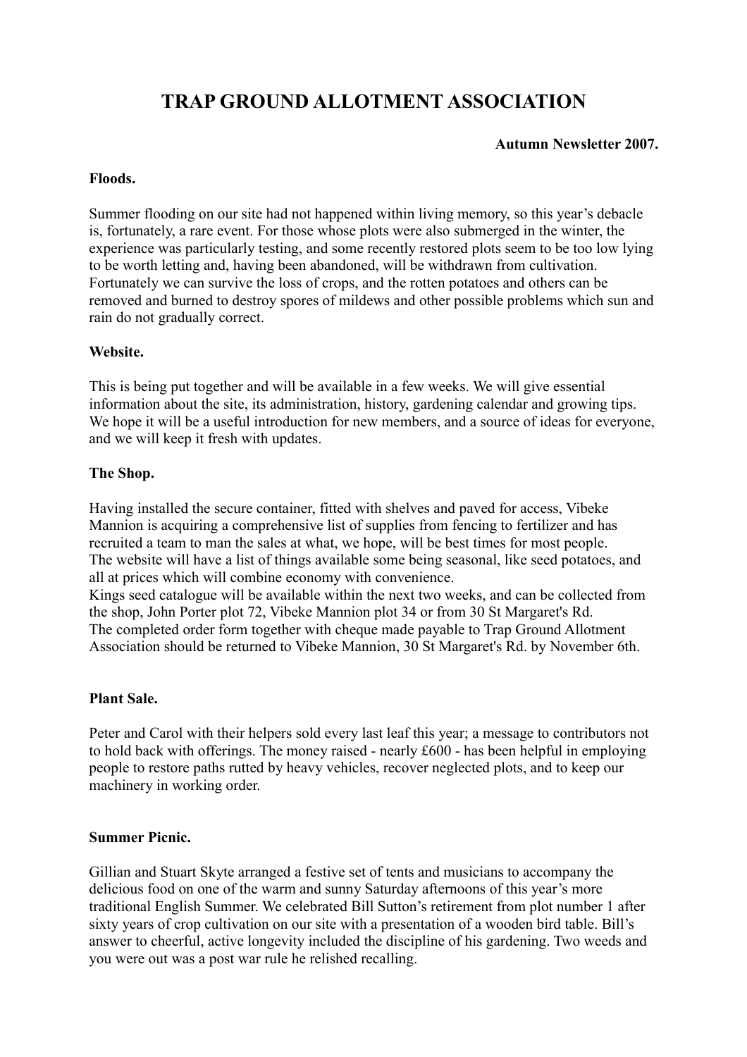# TRAP GROUND ALLOTMENT ASSOCIATION

**Autumn Newsletter 2007.**

**Floods.**

Summer flooding on our site had not happened within living memory, so this year's debacle is, fortunately, a rare event. For those whose plots were also submerged in the winter, the experience was particularly testing, and some recently restored plots seem to be too low lying to be worth letting and, having been abandoned, will be withdrawn from cultivation. Fortunately we can survive the loss of crops, and the rotten potatoes and others can be removed and burned to destroy spores of mildews and other possible problems which sun and rain do not gradually correct.

**Website.**

This is being put together and will be available in a few weeks. We will give essential information about the site, its administration, history, gardening calendar and growing tips. We hope it will be a useful introduction for new members, and a source of ideas for everyone, and we will keep it fresh with updates.

**The Shop.**

Having installed the secure container, fitted with shelves and paved for access, Vibeke Mannion is acquiring a comprehensive list of supplies from fencing to fertilizer and has recruited a team to man the sales at what, we hope, will be best times for most people.
The website will have a list of things available some being seasonal, like seed potatoes, and all at prices which will combine economy with convenience.
Kings seed catalogue will be available within the next two weeks, and can be collected from the shop, John Porter plot 72, Vibeke Mannion plot 34 or from 30 St Margaret's Rd.
The completed order form together with cheque made payable to Trap Ground Allotment Association should be returned to Vibeke Mannion, 30 St Margaret's Rd. by November 6th.

**Plant Sale.**

Peter and Carol with their helpers sold every last leaf this year; a message to contributors not to hold back with offerings. The money raised - nearly £600 - has been helpful in employing people to restore paths rutted by heavy vehicles, recover neglected plots, and to keep our machinery in working order.

**Summer Picnic.**

Gillian and Stuart Skyte arranged a festive set of tents and musicians to accompany the delicious food on one of the warm and sunny Saturday afternoons of this year's more traditional English Summer. We celebrated Bill Sutton's retirement from plot number 1 after sixty years of crop cultivation on our site with a presentation of a wooden bird table. Bill's answer to cheerful, active longevity included the discipline of his gardening. Two weeds and you were out was a post war rule he relished recalling.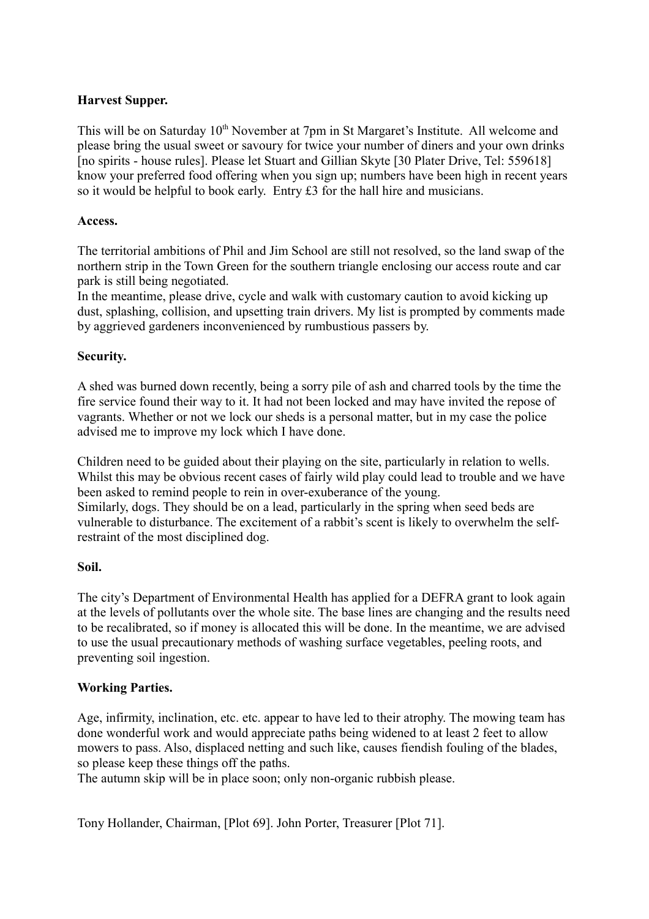**Harvest Supper.**

This will be on Saturday 10th November at 7pm in St Margaret's Institute. All welcome and please bring the usual sweet or savoury for twice your number of diners and your own drinks [no spirits - house rules]. Please let Stuart and Gillian Skyte [30 Plater Drive, Tel: 559618] know your preferred food offering when you sign up; numbers have been high in recent years so it would be helpful to book early. Entry £3 for the hall hire and musicians.

**Access.**

The territorial ambitions of Phil and Jim School are still not resolved, so the land swap of the northern strip in the Town Green for the southern triangle enclosing our access route and car park is still being negotiated.

In the meantime, please drive, cycle and walk with customary caution to avoid kicking up dust, splashing, collision, and upsetting train drivers. My list is prompted by comments made by aggrieved gardeners inconvenienced by rumbustious passers by.

**Security.**

A shed was burned down recently, being a sorry pile of ash and charred tools by the time the fire service found their way to it. It had not been locked and may have invited the repose of vagrants. Whether or not we lock our sheds is a personal matter, but in my case the police advised me to improve my lock which I have done.

Children need to be guided about their playing on the site, particularly in relation to wells. Whilst this may be obvious recent cases of fairly wild play could lead to trouble and we have been asked to remind people to rein in over-exuberance of the young.

Similarly, dogs. They should be on a lead, particularly in the spring when seed beds are vulnerable to disturbance. The excitement of a rabbit's scent is likely to overwhelm the self-restraint of the most disciplined dog.

**Soil.**

The city's Department of Environmental Health has applied for a DEFRA grant to look again at the levels of pollutants over the whole site. The base lines are changing and the results need to be recalibrated, so if money is allocated this will be done. In the meantime, we are advised to use the usual precautionary methods of washing surface vegetables, peeling roots, and preventing soil ingestion.

**Working Parties.**

Age, infirmity, inclination, etc. etc. appear to have led to their atrophy. The mowing team has done wonderful work and would appreciate paths being widened to at least 2 feet to allow mowers to pass. Also, displaced netting and such like, causes fiendish fouling of the blades, so please keep these things off the paths.

The autumn skip will be in place soon; only non-organic rubbish please.

Tony Hollander, Chairman, [Plot 69]. John Porter, Treasurer [Plot 71].